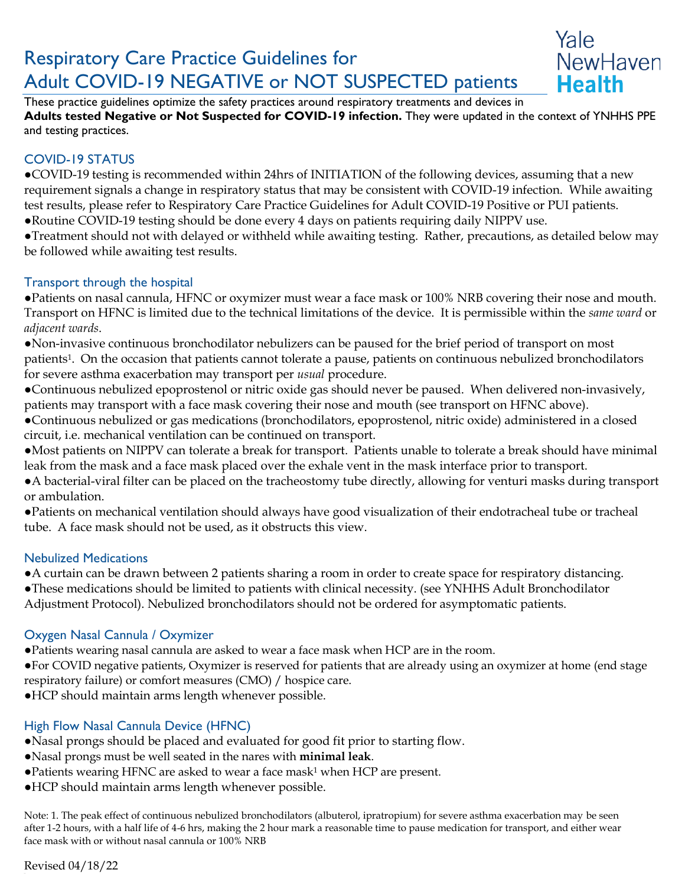# Respiratory Care Practice Guidelines for Adult COVID-19 NEGATIVE or NOT SUSPECTED patients

Yale NewHaven **Health**

These practice guidelines optimize the safety practices around respiratory treatments and devices in **Adults tested Negative or Not Suspected for COVID-19 infection.** They were updated in the context of YNHHS PPE and testing practices.

## COVID-19 STATUS

- COVID-19 testing is recommended within 24hrs of INITIATION of the following devices, assuming that a new requirement signals a change in respiratory status that may be consistent with COVID-19 infection. While awaiting test results, please refer to Respiratory Care Practice Guidelines for Adult COVID-19 Positive or PUI patients.
- Routine COVID-19 testing should be done every 4 days on patients requiring daily NIPPV use.
- Treatment should not with delayed or withheld while awaiting testing. Rather, precautions, as detailed below may be followed while awaiting test results.

## Transport through the hospital

- Patients on nasal cannula, HFNC or oxymizer must wear a face mask or 100% NRB covering their nose and mouth. Transport on HFNC is limited due to the technical limitations of the device. It is permissible within the *same ward* or *adjacent wards*.
- Non-invasive continuous bronchodilator nebulizers can be paused for the brief period of transport on most patients[1]. On the occasion that patients cannot tolerate a pause, patients on continuous nebulized bronchodilators for severe asthma exacerbation may transport per *usual* procedure.
- Continuous nebulized epoprostenol or nitric oxide gas should never be paused. When delivered non-invasively, patients may transport with a face mask covering their nose and mouth (see transport on HFNC above).
- Continuous nebulized or gas medications (bronchodilators, epoprostenol, nitric oxide) administered in a closed circuit, i.e. mechanical ventilation can be continued on transport.
- Most patients on NIPPV can tolerate a break for transport. Patients unable to tolerate a break should have minimal leak from the mask and a face mask placed over the exhale vent in the mask interface prior to transport.
- A bacterial-viral filter can be placed on the tracheostomy tube directly, allowing for venturi masks during transport or ambulation.
- Patients on mechanical ventilation should always have good visualization of their endotracheal tube or tracheal tube. A face mask should not be used, as it obstructs this view.

## Nebulized Medications

- A curtain can be drawn between 2 patients sharing a room in order to create space for respiratory distancing.
- These medications should be limited to patients with clinical necessity. (see YNHHS Adult Bronchodilator Adjustment Protocol). Nebulized bronchodilators should not be ordered for asymptomatic patients.

## Oxygen Nasal Cannula / Oxymizer

- Patients wearing nasal cannula are asked to wear a face mask when HCP are in the room.
- For COVID negative patients, Oxymizer is reserved for patients that are already using an oxymizer at home (end stage respiratory failure) or comfort measures (CMO) / hospice care.
- HCP should maintain arms length whenever possible.

## High Flow Nasal Cannula Device (HFNC)

- Nasal prongs should be placed and evaluated for good fit prior to starting flow.
- Nasal prongs must be well seated in the nares with **minimal leak**.
- Patients wearing HFNC are asked to wear a face mask[1] when HCP are present.
- HCP should maintain arms length whenever possible.

Note: 1. The peak effect of continuous nebulized bronchodilators (albuterol, ipratropium) for severe asthma exacerbation may be seen after 1-2 hours, with a half life of 4-6 hrs, making the 2 hour mark a reasonable time to pause medication for transport, and either wear face mask with or without nasal cannula or 100% NRB

Revised 04/18/22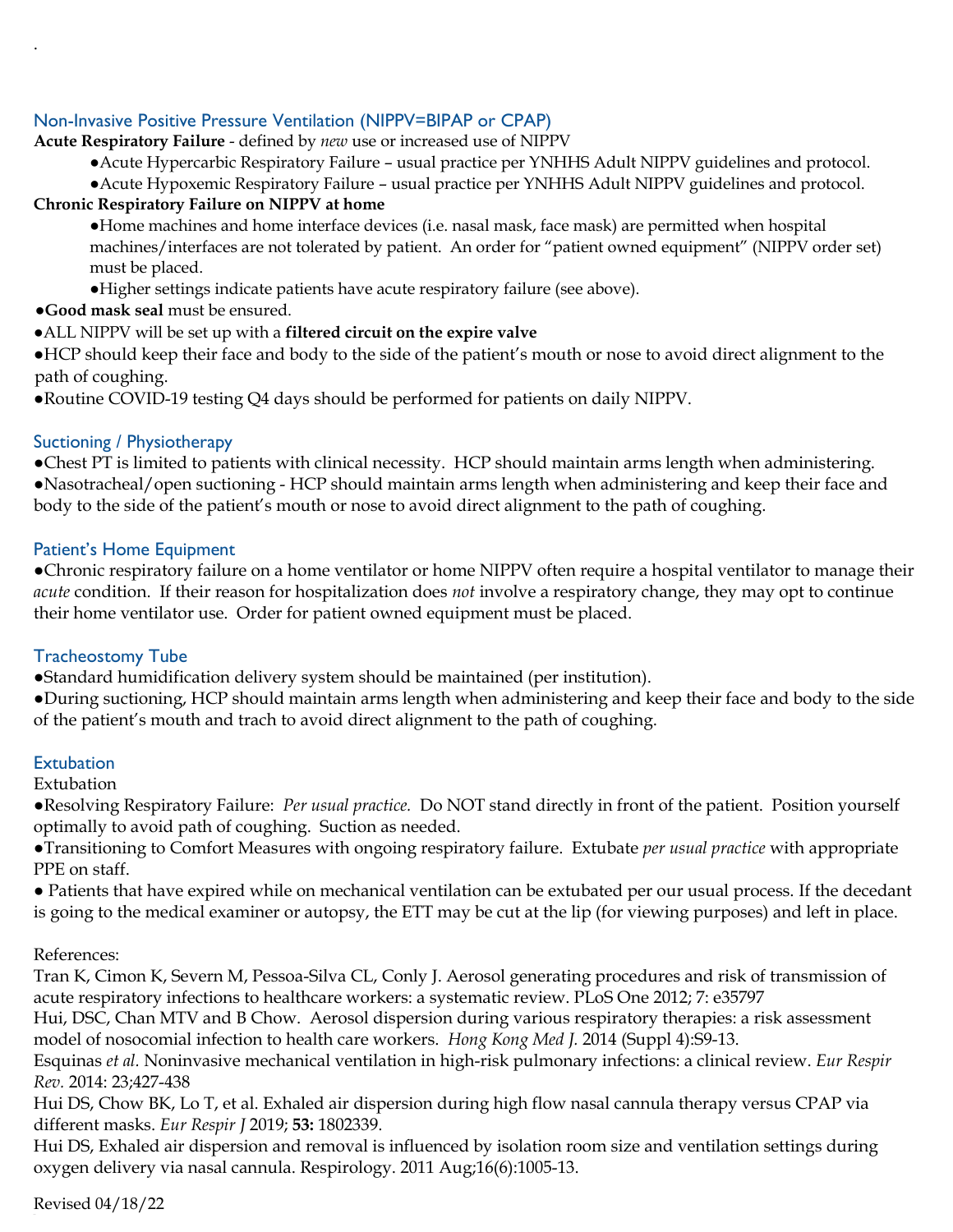## Non-Invasive Positive Pressure Ventilation (NIPPV=BIPAP or CPAP)

**Acute Respiratory Failure** - defined by *new* use or increased use of NIPPV

- Acute Hypercarbic Respiratory Failure – usual practice per YNHHS Adult NIPPV guidelines and protocol.
- Acute Hypoxemic Respiratory Failure – usual practice per YNHHS Adult NIPPV guidelines and protocol.

**Chronic Respiratory Failure on NIPPV at home**

- Home machines and home interface devices (i.e. nasal mask, face mask) are permitted when hospital machines/interfaces are not tolerated by patient. An order for "patient owned equipment" (NIPPV order set) must be placed.
- Higher settings indicate patients have acute respiratory failure (see above).

- **Good mask seal** must be ensured.
- ALL NIPPV will be set up with a **filtered circuit on the expire valve**
- HCP should keep their face and body to the side of the patient's mouth or nose to avoid direct alignment to the path of coughing.
- Routine COVID-19 testing Q4 days should be performed for patients on daily NIPPV.

## Suctioning / Physiotherapy

- Chest PT is limited to patients with clinical necessity. HCP should maintain arms length when administering.
- Nasotracheal/open suctioning - HCP should maintain arms length when administering and keep their face and body to the side of the patient's mouth or nose to avoid direct alignment to the path of coughing.

## Patient's Home Equipment

- Chronic respiratory failure on a home ventilator or home NIPPV often require a hospital ventilator to manage their *acute* condition. If their reason for hospitalization does *not* involve a respiratory change, they may opt to continue their home ventilator use. Order for patient owned equipment must be placed.

## Tracheostomy Tube

- Standard humidification delivery system should be maintained (per institution).
- During suctioning, HCP should maintain arms length when administering and keep their face and body to the side of the patient's mouth and trach to avoid direct alignment to the path of coughing.

## Extubation

Extubation

- Resolving Respiratory Failure: *Per usual practice.* Do NOT stand directly in front of the patient. Position yourself optimally to avoid path of coughing. Suction as needed.
- Transitioning to Comfort Measures with ongoing respiratory failure. Extubate *per usual practice* with appropriate PPE on staff.
- Patients that have expired while on mechanical ventilation can be extubated per our usual process. If the decedant is going to the medical examiner or autopsy, the ETT may be cut at the lip (for viewing purposes) and left in place.

References:

Tran K, Cimon K, Severn M, Pessoa-Silva CL, Conly J. Aerosol generating procedures and risk of transmission of acute respiratory infections to healthcare workers: a systematic review. PLoS One 2012; 7: e35797

Hui, DSC, Chan MTV and B Chow. Aerosol dispersion during various respiratory therapies: a risk assessment model of nosocomial infection to health care workers. *Hong Kong Med J.* 2014 (Suppl 4):S9-13.

Esquinas *et al.* Noninvasive mechanical ventilation in high-risk pulmonary infections: a clinical review. *Eur Respir Rev.* 2014: 23;427-438

Hui DS, Chow BK, Lo T, et al. Exhaled air dispersion during high flow nasal cannula therapy versus CPAP via different masks. *Eur Respir J* 2019; **53:** 1802339.

Hui DS, Exhaled air dispersion and removal is influenced by isolation room size and ventilation settings during oxygen delivery via nasal cannula. Respirology. 2011 Aug;16(6):1005-13.

Revised 04/18/22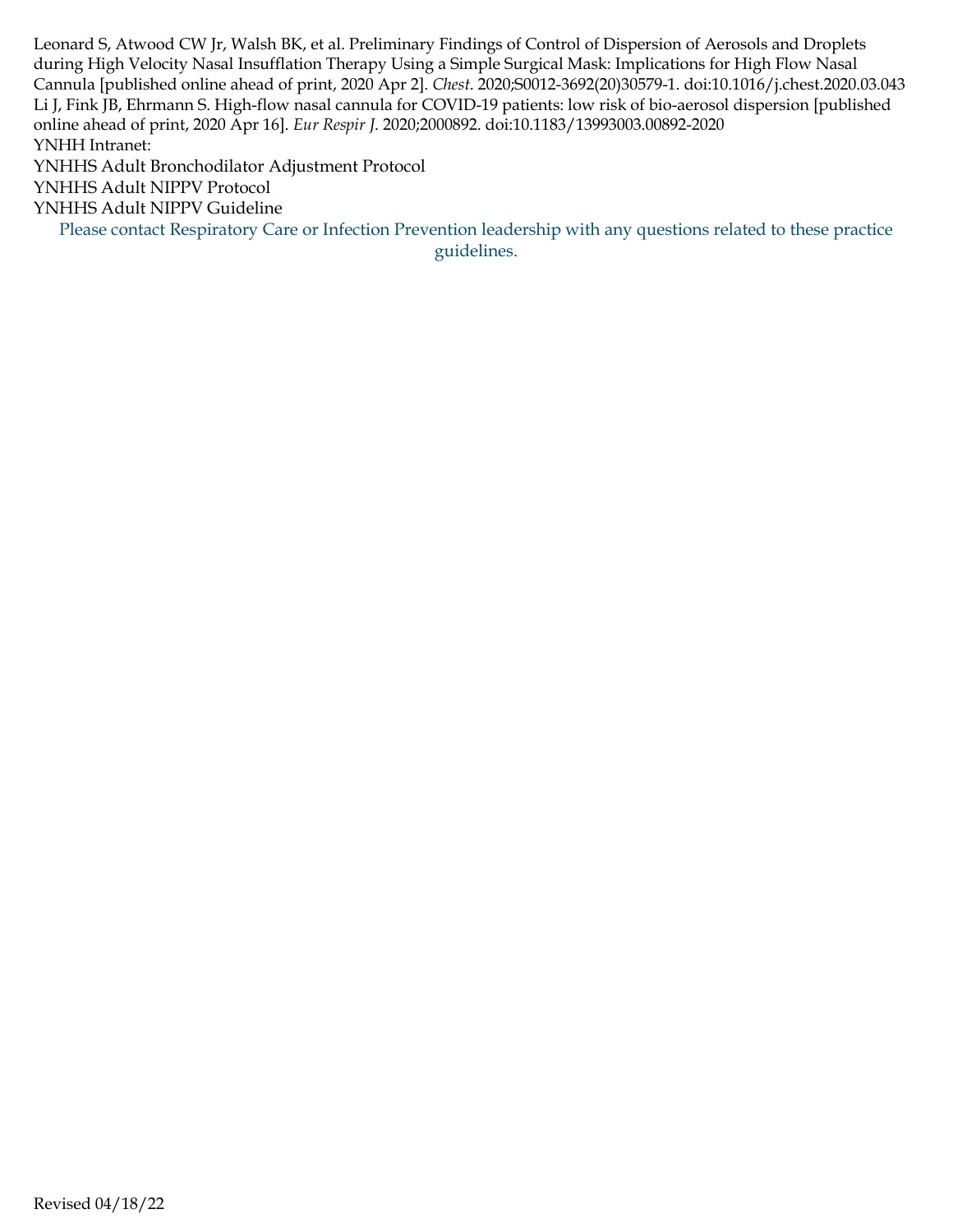Leonard S, Atwood CW Jr, Walsh BK, et al. Preliminary Findings of Control of Dispersion of Aerosols and Droplets during High Velocity Nasal Insufflation Therapy Using a Simple Surgical Mask: Implications for High Flow Nasal Cannula [published online ahead of print, 2020 Apr 2]. *Chest*. 2020;S0012-3692(20)30579-1. doi:10.1016/j.chest.2020.03.043

Li J, Fink JB, Ehrmann S. High-flow nasal cannula for COVID-19 patients: low risk of bio-aerosol dispersion [published online ahead of print, 2020 Apr 16]. *Eur Respir J*. 2020;2000892. doi:10.1183/13993003.00892-2020

YNHH Intranet:

YNHHS Adult Bronchodilator Adjustment Protocol

YNHHS Adult NIPPV Protocol

YNHHS Adult NIPPV Guideline

Please contact Respiratory Care or Infection Prevention leadership with any questions related to these practice guidelines.

Revised 04/18/22